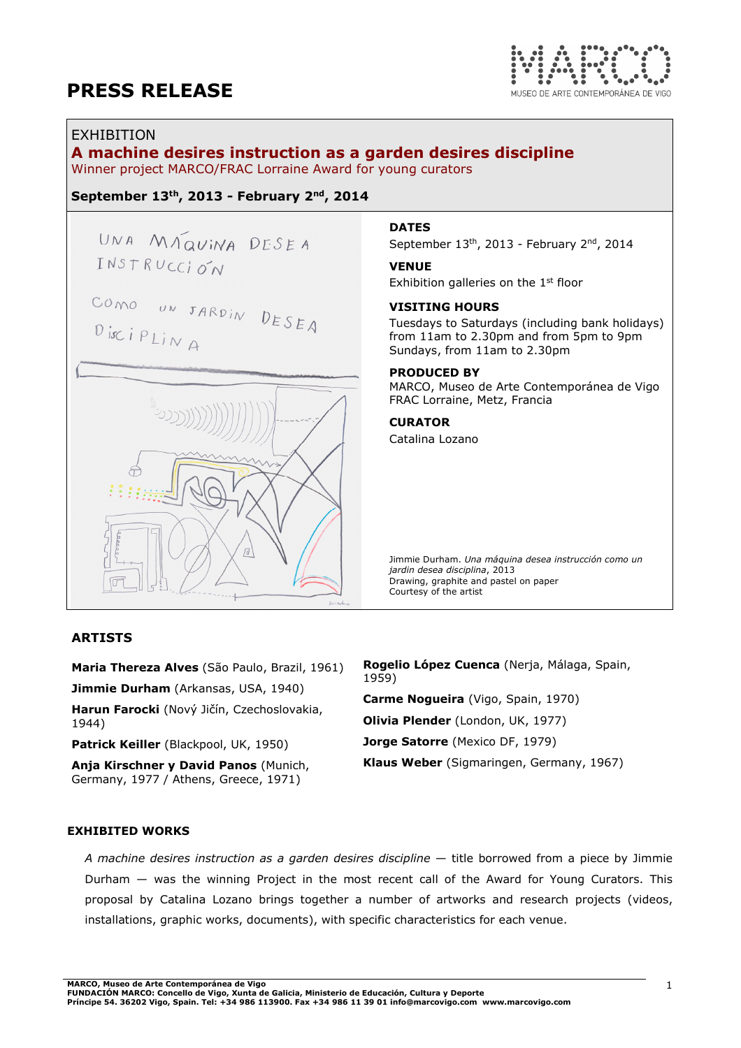# PRESS RELEASE

EXHIBITION

## A machine desires instruction as a garden desires discipline

Winner project MARCO/FRAC Lorraine Award for young curators

**September 13th, 2013 - February 2nd, 2014**

**DATES**
September 13th, 2013 - February 2nd, 2014

**VENUE**
Exhibition galleries on the 1st floor

**VISITING HOURS**
Tuesdays to Saturdays (including bank holidays) from 11am to 2.30pm and from 5pm to 9pm
Sundays, from 11am to 2.30pm

**PRODUCED BY**
MARCO, Museo de Arte Contemporánea de Vigo
FRAC Lorraine, Metz, Francia

**CURATOR**
Catalina Lozano

Jimmie Durham. *Una máquina desea instrucción como un jardín desea disciplina*, 2013
Drawing, graphite and pastel on paper
Courtesy of the artist

### ARTISTS

**Maria Thereza Alves** (São Paulo, Brazil, 1961)

**Jimmie Durham** (Arkansas, USA, 1940)

**Harun Farocki** (Nový Jičín, Czechoslovakia, 1944)

**Patrick Keiller** (Blackpool, UK, 1950)

**Anja Kirschner y David Panos** (Munich, Germany, 1977 / Athens, Greece, 1971)

**Rogelio López Cuenca** (Nerja, Málaga, Spain, 1959)

**Carme Nogueira** (Vigo, Spain, 1970)

**Olivia Plender** (London, UK, 1977)

**Jorge Satorre** (Mexico DF, 1979)

**Klaus Weber** (Sigmaringen, Germany, 1967)

### EXHIBITED WORKS

*A machine desires instruction as a garden desires discipline* — title borrowed from a piece by Jimmie Durham — was the winning Project in the most recent call of the Award for Young Curators. This proposal by Catalina Lozano brings together a number of artworks and research projects (videos, installations, graphic works, documents), with specific characteristics for each venue.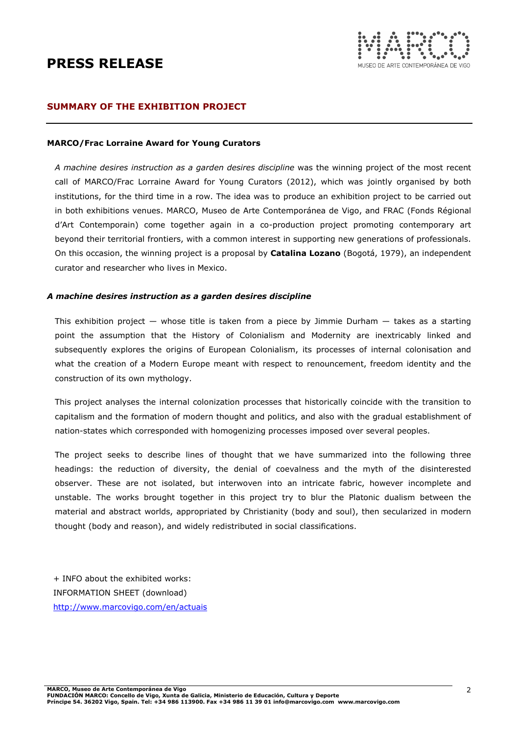# PRESS RELEASE

## SUMMARY OF THE EXHIBITION PROJECT

### MARCO/Frac Lorraine Award for Young Curators

*A machine desires instruction as a garden desires discipline* was the winning project of the most recent call of MARCO/Frac Lorraine Award for Young Curators (2012), which was jointly organised by both institutions, for the third time in a row. The idea was to produce an exhibition project to be carried out in both exhibitions venues. MARCO, Museo de Arte Contemporánea de Vigo, and FRAC (Fonds Régional d'Art Contemporain) come together again in a co-production project promoting contemporary art beyond their territorial frontiers, with a common interest in supporting new generations of professionals. On this occasion, the winning project is a proposal by **Catalina Lozano** (Bogotá, 1979), an independent curator and researcher who lives in Mexico.

### *A machine desires instruction as a garden desires discipline*

This exhibition project — whose title is taken from a piece by Jimmie Durham — takes as a starting point the assumption that the History of Colonialism and Modernity are inextricably linked and subsequently explores the origins of European Colonialism, its processes of internal colonisation and what the creation of a Modern Europe meant with respect to renouncement, freedom identity and the construction of its own mythology.

This project analyses the internal colonization processes that historically coincide with the transition to capitalism and the formation of modern thought and politics, and also with the gradual establishment of nation-states which corresponded with homogenizing processes imposed over several peoples.

The project seeks to describe lines of thought that we have summarized into the following three headings: the reduction of diversity, the denial of coevalness and the myth of the disinterested observer. These are not isolated, but interwoven into an intricate fabric, however incomplete and unstable. The works brought together in this project try to blur the Platonic dualism between the material and abstract worlds, appropriated by Christianity (body and soul), then secularized in modern thought (body and reason), and widely redistributed in social classifications.

+ INFO about the exhibited works:
INFORMATION SHEET (download)
[http://www.marcovigo.com/en/actuais](http://www.marcovigo.com/en/actuais)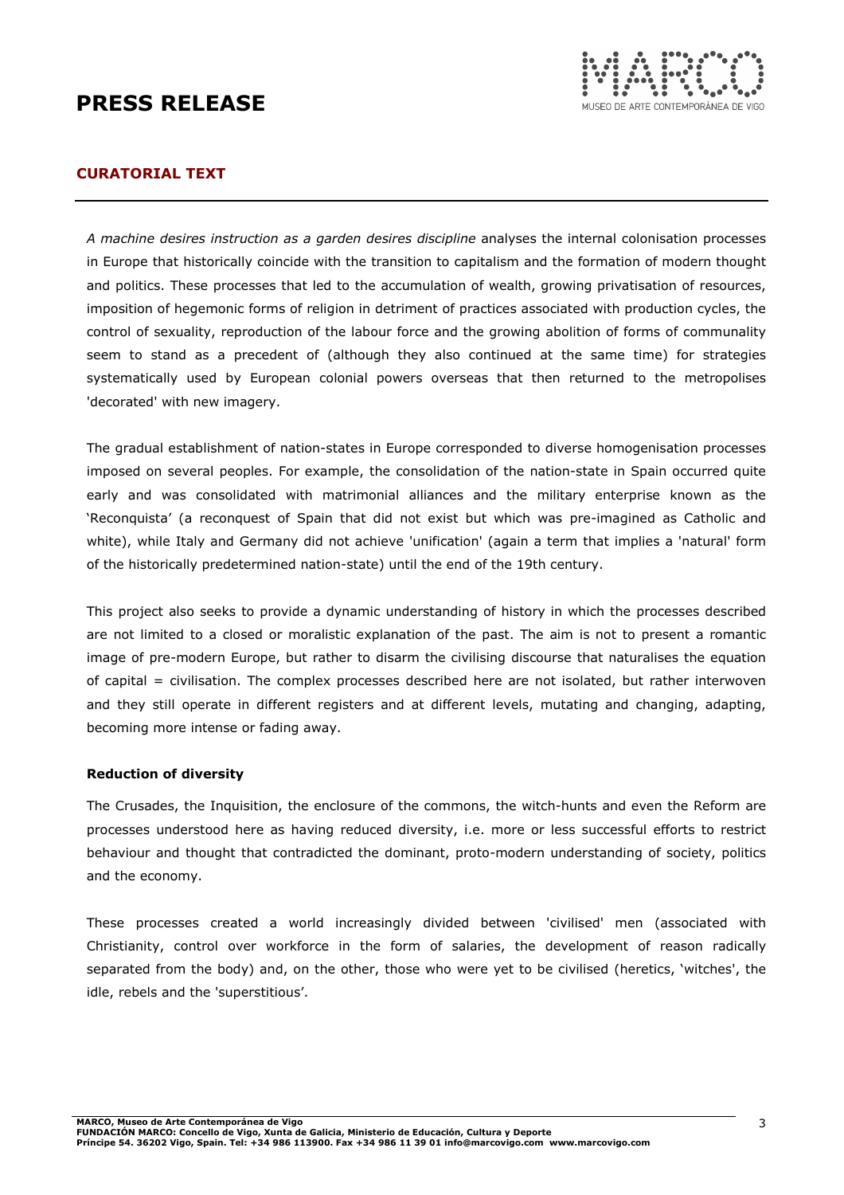# PRESS RELEASE

## CURATORIAL TEXT

*A machine desires instruction as a garden desires discipline* analyses the internal colonisation processes in Europe that historically coincide with the transition to capitalism and the formation of modern thought and politics. These processes that led to the accumulation of wealth, growing privatisation of resources, imposition of hegemonic forms of religion in detriment of practices associated with production cycles, the control of sexuality, reproduction of the labour force and the growing abolition of forms of communality seem to stand as a precedent of (although they also continued at the same time) for strategies systematically used by European colonial powers overseas that then returned to the metropolises 'decorated' with new imagery.

The gradual establishment of nation-states in Europe corresponded to diverse homogenisation processes imposed on several peoples. For example, the consolidation of the nation-state in Spain occurred quite early and was consolidated with matrimonial alliances and the military enterprise known as the 'Reconquista' (a reconquest of Spain that did not exist but which was pre-imagined as Catholic and white), while Italy and Germany did not achieve 'unification' (again a term that implies a 'natural' form of the historically predetermined nation-state) until the end of the 19th century.

This project also seeks to provide a dynamic understanding of history in which the processes described are not limited to a closed or moralistic explanation of the past. The aim is not to present a romantic image of pre-modern Europe, but rather to disarm the civilising discourse that naturalises the equation of capital = civilisation. The complex processes described here are not isolated, but rather interwoven and they still operate in different registers and at different levels, mutating and changing, adapting, becoming more intense or fading away.

### Reduction of diversity

The Crusades, the Inquisition, the enclosure of the commons, the witch-hunts and even the Reform are processes understood here as having reduced diversity, i.e. more or less successful efforts to restrict behaviour and thought that contradicted the dominant, proto-modern understanding of society, politics and the economy.

These processes created a world increasingly divided between 'civilised' men (associated with Christianity, control over workforce in the form of salaries, the development of reason radically separated from the body) and, on the other, those who were yet to be civilised (heretics, 'witches', the idle, rebels and the 'superstitious'.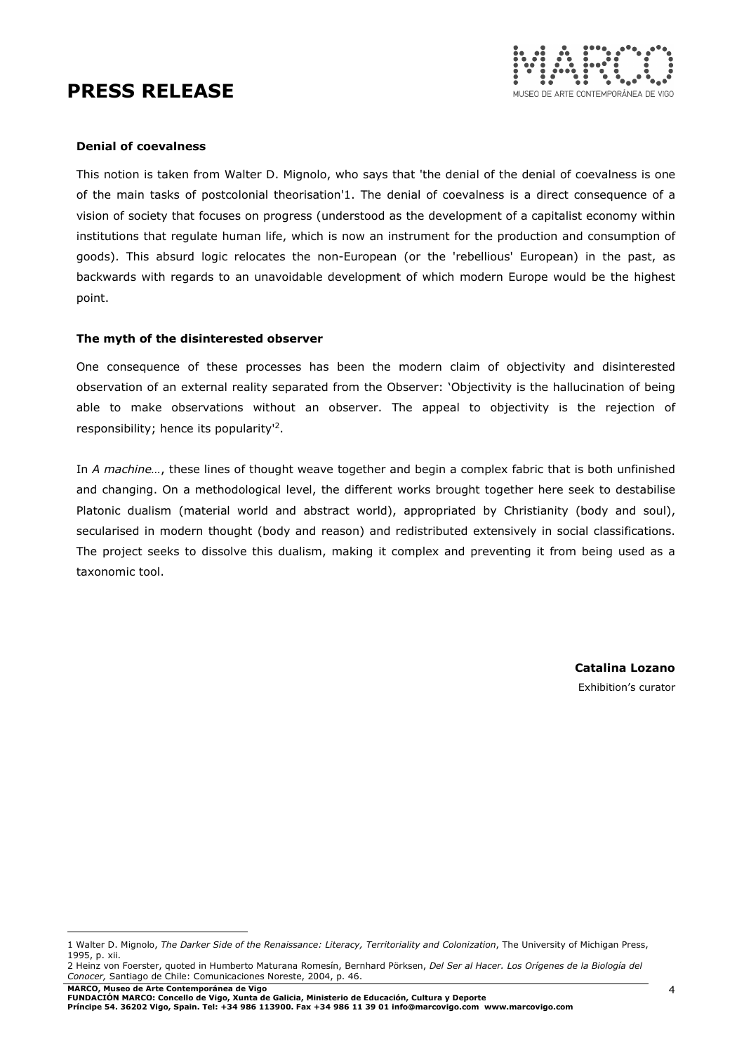**Denial of coevalness**

This notion is taken from Walter D. Mignolo, who says that 'the denial of the denial of coevalness is one of the main tasks of postcolonial theorisation'[1]. The denial of coevalness is a direct consequence of a vision of society that focuses on progress (understood as the development of a capitalist economy within institutions that regulate human life, which is now an instrument for the production and consumption of goods). This absurd logic relocates the non-European (or the 'rebellious' European) in the past, as backwards with regards to an unavoidable development of which modern Europe would be the highest point.

**The myth of the disinterested observer**

One consequence of these processes has been the modern claim of objectivity and disinterested observation of an external reality separated from the Observer: 'Objectivity is the hallucination of being able to make observations without an observer. The appeal to objectivity is the rejection of responsibility; hence its popularity'[2].

In *A machine…*, these lines of thought weave together and begin a complex fabric that is both unfinished and changing. On a methodological level, the different works brought together here seek to destabilise Platonic dualism (material world and abstract world), appropriated by Christianity (body and soul), secularised in modern thought (body and reason) and redistributed extensively in social classifications. The project seeks to dissolve this dualism, making it complex and preventing it from being used as a taxonomic tool.

**Catalina Lozano**
Exhibition's curator

---

1 Walter D. Mignolo, *The Darker Side of the Renaissance: Literacy, Territoriality and Colonization*, The University of Michigan Press, 1995, p. xii.

2 Heinz von Foerster, quoted in Humberto Maturana Romesín, Bernhard Pörksen, *Del Ser al Hacer. Los Orígenes de la Biología del Conocer,* Santiago de Chile: Comunicaciones Noreste, 2004, p. 46.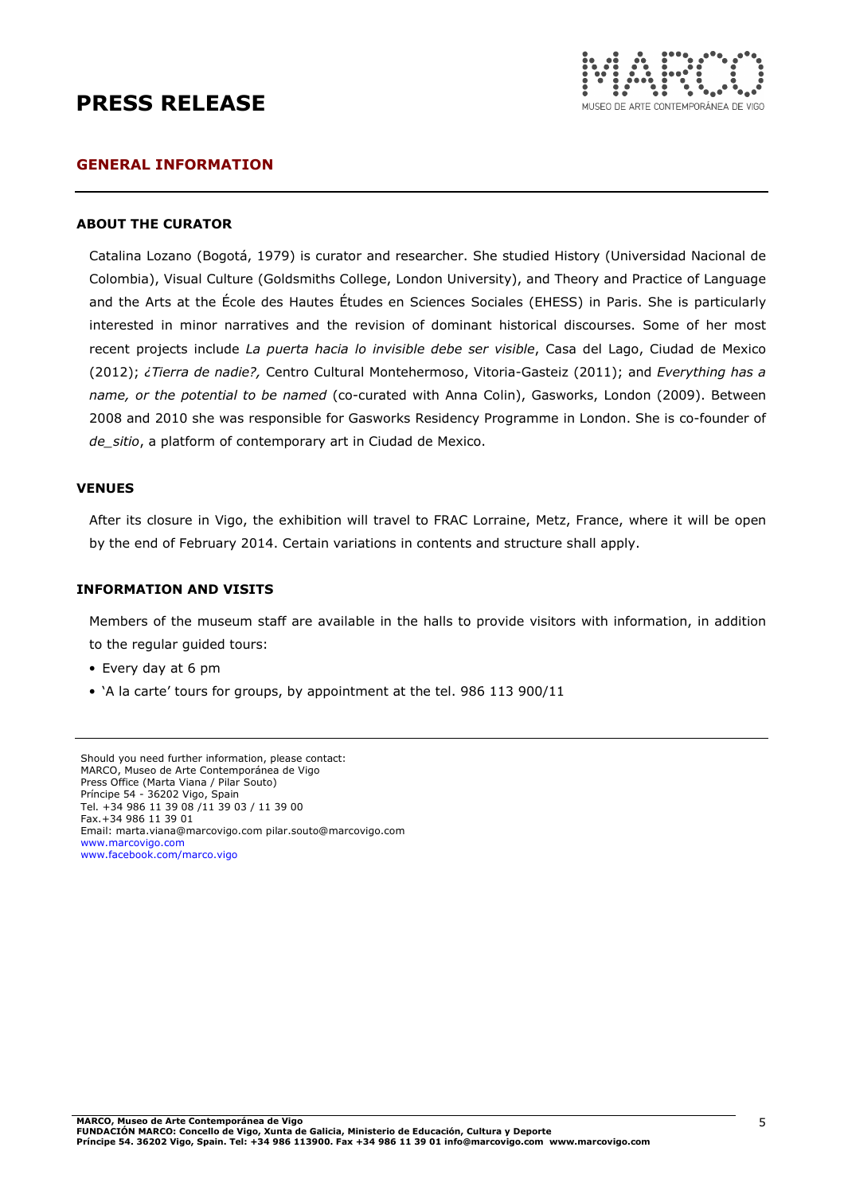# PRESS RELEASE

## GENERAL INFORMATION

### ABOUT THE CURATOR

Catalina Lozano (Bogotá, 1979) is curator and researcher. She studied History (Universidad Nacional de Colombia), Visual Culture (Goldsmiths College, London University), and Theory and Practice of Language and the Arts at the École des Hautes Études en Sciences Sociales (EHESS) in Paris. She is particularly interested in minor narratives and the revision of dominant historical discourses. Some of her most recent projects include *La puerta hacia lo invisible debe ser visible*, Casa del Lago, Ciudad de Mexico (2012); *¿Tierra de nadie?,* Centro Cultural Montehermoso, Vitoria-Gasteiz (2011); and *Everything has a name, or the potential to be named* (co-curated with Anna Colin), Gasworks, London (2009). Between 2008 and 2010 she was responsible for Gasworks Residency Programme in London. She is co-founder of *de_sitio*, a platform of contemporary art in Ciudad de Mexico.

### VENUES

After its closure in Vigo, the exhibition will travel to FRAC Lorraine, Metz, France, where it will be open by the end of February 2014. Certain variations in contents and structure shall apply.

### INFORMATION AND VISITS

Members of the museum staff are available in the halls to provide visitors with information, in addition to the regular guided tours:

- Every day at 6 pm
- 'A la carte' tours for groups, by appointment at the tel. 986 113 900/11

Should you need further information, please contact:
MARCO, Museo de Arte Contemporánea de Vigo
Press Office (Marta Viana / Pilar Souto)
Príncipe 54 - 36202 Vigo, Spain
Tel. +34 986 11 39 08 /11 39 03 / 11 39 00
Fax.+34 986 11 39 01
Email: marta.viana@marcovigo.com pilar.souto@marcovigo.com
www.marcovigo.com
www.facebook.com/marco.vigo